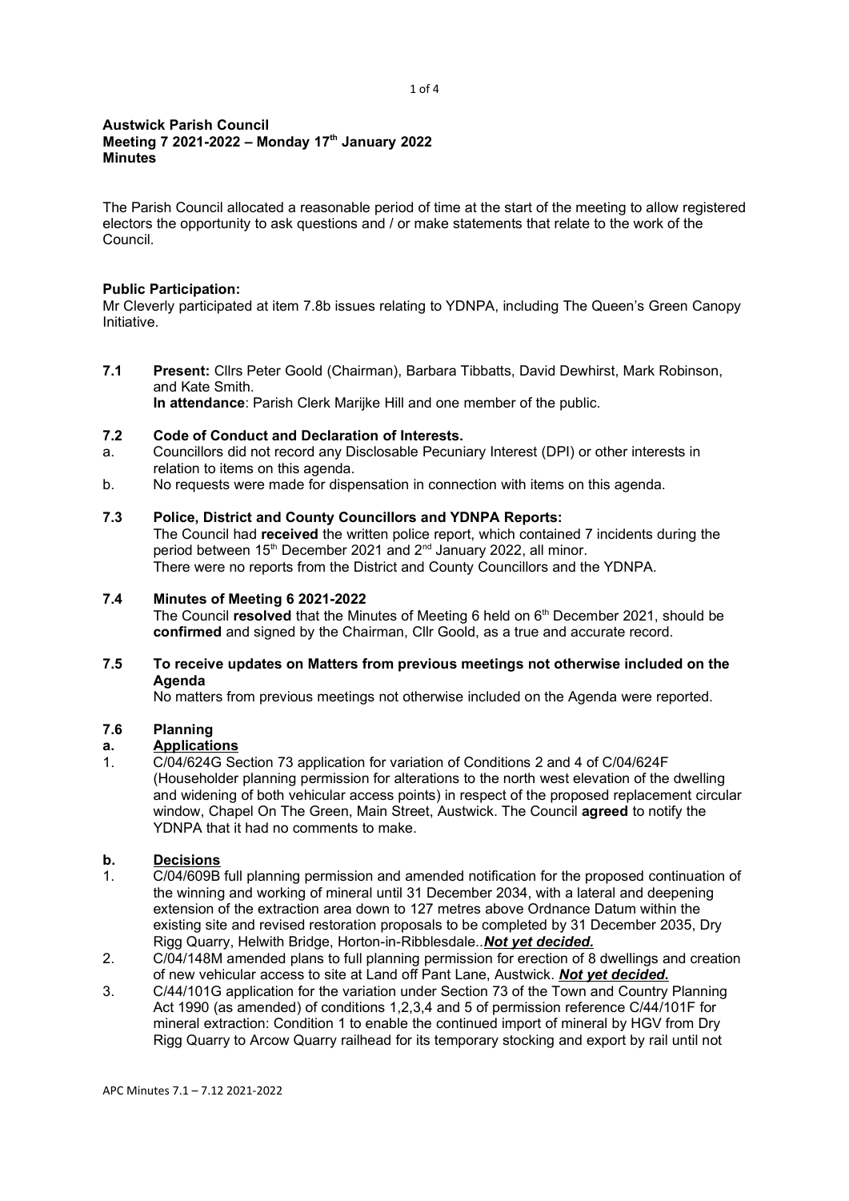**Austwick Parish Council**
**Meeting 7 2021-2022 – Monday 17th January 2022**
**Minutes**

The Parish Council allocated a reasonable period of time at the start of the meeting to allow registered electors the opportunity to ask questions and / or make statements that relate to the work of the Council.

**Public Participation:**
Mr Cleverly participated at item 7.8b issues relating to YDNPA, including The Queen's Green Canopy Initiative.

**7.1 Present:** Cllrs Peter Goold (Chairman), Barbara Tibbatts, David Dewhirst, Mark Robinson, and Kate Smith.
**In attendance**: Parish Clerk Marijke Hill and one member of the public.

**7.2 Code of Conduct and Declaration of Interests.**

a. Councillors did not record any Disclosable Pecuniary Interest (DPI) or other interests in relation to items on this agenda.

b. No requests were made for dispensation in connection with items on this agenda.

**7.3 Police, District and County Councillors and YDNPA Reports:**
The Council had **received** the written police report, which contained 7 incidents during the period between 15th December 2021 and 2nd January 2022, all minor.
There were no reports from the District and County Councillors and the YDNPA.

**7.4 Minutes of Meeting 6 2021-2022**
The Council **resolved** that the Minutes of Meeting 6 held on 6th December 2021, should be **confirmed** and signed by the Chairman, Cllr Goold, as a true and accurate record.

**7.5 To receive updates on Matters from previous meetings not otherwise included on the Agenda**
No matters from previous meetings not otherwise included on the Agenda were reported.

**7.6 Planning**

**a. Applications**

1. C/04/624G Section 73 application for variation of Conditions 2 and 4 of C/04/624F (Householder planning permission for alterations to the north west elevation of the dwelling and widening of both vehicular access points) in respect of the proposed replacement circular window, Chapel On The Green, Main Street, Austwick. The Council **agreed** to notify the YDNPA that it had no comments to make.

**b. Decisions**

1. C/04/609B full planning permission and amended notification for the proposed continuation of the winning and working of mineral until 31 December 2034, with a lateral and deepening extension of the extraction area down to 127 metres above Ordnance Datum within the existing site and revised restoration proposals to be completed by 31 December 2035, Dry Rigg Quarry, Helwith Bridge, Horton-in-Ribblesdale..***Not yet decided.***
2. C/04/148M amended plans to full planning permission for erection of 8 dwellings and creation of new vehicular access to site at Land off Pant Lane, Austwick. ***Not yet decided.***
3. C/44/101G application for the variation under Section 73 of the Town and Country Planning Act 1990 (as amended) of conditions 1,2,3,4 and 5 of permission reference C/44/101F for mineral extraction: Condition 1 to enable the continued import of mineral by HGV from Dry Rigg Quarry to Arcow Quarry railhead for its temporary stocking and export by rail until not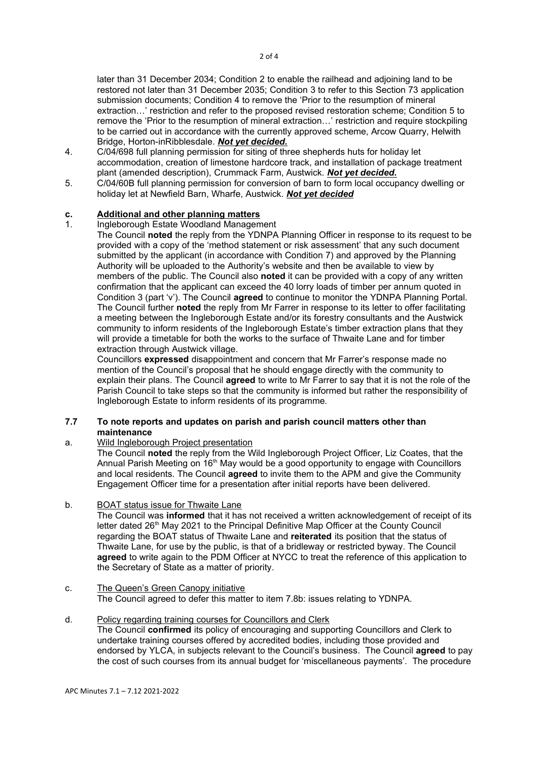later than 31 December 2034; Condition 2 to enable the railhead and adjoining land to be restored not later than 31 December 2035; Condition 3 to refer to this Section 73 application submission documents; Condition 4 to remove the 'Prior to the resumption of mineral extraction…' restriction and refer to the proposed revised restoration scheme; Condition 5 to remove the 'Prior to the resumption of mineral extraction…' restriction and require stockpiling to be carried out in accordance with the currently approved scheme, Arcow Quarry, Helwith Bridge, Horton-inRibblesdale. ***Not yet decided.***

4. C/04/698 full planning permission for siting of three shepherds huts for holiday let accommodation, creation of limestone hardcore track, and installation of package treatment plant (amended description), Crummack Farm, Austwick. ***Not yet decided.***
5. C/04/60B full planning permission for conversion of barn to form local occupancy dwelling or holiday let at Newfield Barn, Wharfe, Austwick. ***Not yet decided***

**c. Additional and other planning matters**

1. Ingleborough Estate Woodland Management

   The Council **noted** the reply from the YDNPA Planning Officer in response to its request to be provided with a copy of the 'method statement or risk assessment' that any such document submitted by the applicant (in accordance with Condition 7) and approved by the Planning Authority will be uploaded to the Authority's website and then be available to view by members of the public. The Council also **noted** it can be provided with a copy of any written confirmation that the applicant can exceed the 40 lorry loads of timber per annum quoted in Condition 3 (part 'v'). The Council **agreed** to continue to monitor the YDNPA Planning Portal. The Council further **noted** the reply from Mr Farrer in response to its letter to offer facilitating a meeting between the Ingleborough Estate and/or its forestry consultants and the Austwick community to inform residents of the Ingleborough Estate's timber extraction plans that they will provide a timetable for both the works to the surface of Thwaite Lane and for timber extraction through Austwick village.

   Councillors **expressed** disappointment and concern that Mr Farrer's response made no mention of the Council's proposal that he should engage directly with the community to explain their plans. The Council **agreed** to write to Mr Farrer to say that it is not the role of the Parish Council to take steps so that the community is informed but rather the responsibility of Ingleborough Estate to inform residents of its programme.

**7.7 To note reports and updates on parish and parish council matters other than maintenance**

a. Wild Ingleborough Project presentation

The Council **noted** the reply from the Wild Ingleborough Project Officer, Liz Coates, that the Annual Parish Meeting on 16th May would be a good opportunity to engage with Councillors and local residents. The Council **agreed** to invite them to the APM and give the Community Engagement Officer time for a presentation after initial reports have been delivered.

b. BOAT status issue for Thwaite Lane

The Council was **informed** that it has not received a written acknowledgement of receipt of its letter dated 26th May 2021 to the Principal Definitive Map Officer at the County Council regarding the BOAT status of Thwaite Lane and **reiterated** its position that the status of Thwaite Lane, for use by the public, is that of a bridleway or restricted byway. The Council **agreed** to write again to the PDM Officer at NYCC to treat the reference of this application to the Secretary of State as a matter of priority.

c. The Queen's Green Canopy initiative

The Council agreed to defer this matter to item 7.8b: issues relating to YDNPA.

d. Policy regarding training courses for Councillors and Clerk

The Council **confirmed** its policy of encouraging and supporting Councillors and Clerk to undertake training courses offered by accredited bodies, including those provided and endorsed by YLCA, in subjects relevant to the Council's business. The Council **agreed** to pay the cost of such courses from its annual budget for 'miscellaneous payments'. The procedure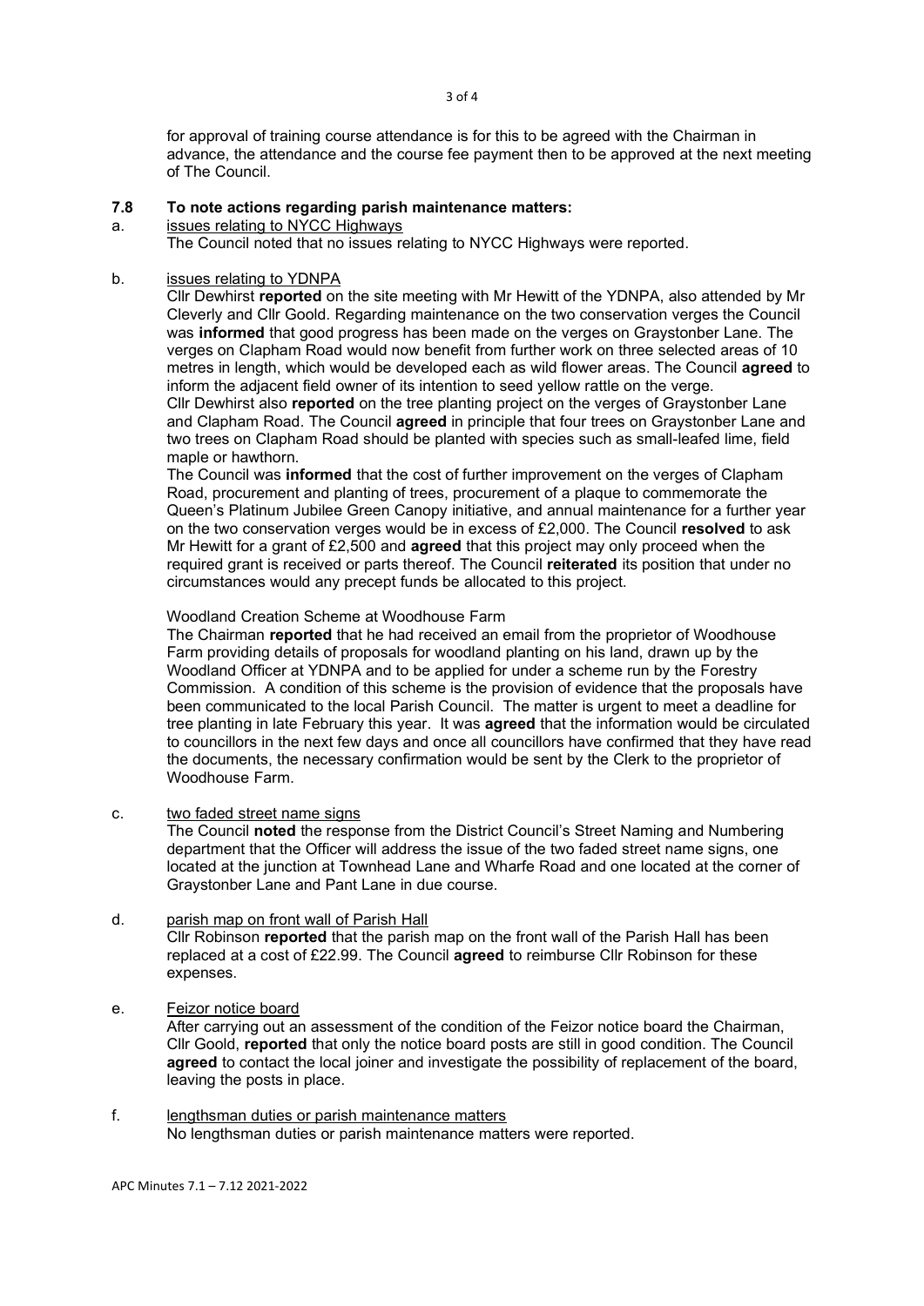for approval of training course attendance is for this to be agreed with the Chairman in advance, the attendance and the course fee payment then to be approved at the next meeting of The Council.

### 7.8 To note actions regarding parish maintenance matters:

a. issues relating to NYCC Highways

The Council noted that no issues relating to NYCC Highways were reported.

b. issues relating to YDNPA

Cllr Dewhirst **reported** on the site meeting with Mr Hewitt of the YDNPA, also attended by Mr Cleverly and Cllr Goold. Regarding maintenance on the two conservation verges the Council was **informed** that good progress has been made on the verges on Graystonber Lane. The verges on Clapham Road would now benefit from further work on three selected areas of 10 metres in length, which would be developed each as wild flower areas. The Council **agreed** to inform the adjacent field owner of its intention to seed yellow rattle on the verge.

Cllr Dewhirst also **reported** on the tree planting project on the verges of Graystonber Lane and Clapham Road. The Council **agreed** in principle that four trees on Graystonber Lane and two trees on Clapham Road should be planted with species such as small-leafed lime, field maple or hawthorn.

The Council was **informed** that the cost of further improvement on the verges of Clapham Road, procurement and planting of trees, procurement of a plaque to commemorate the Queen's Platinum Jubilee Green Canopy initiative, and annual maintenance for a further year on the two conservation verges would be in excess of £2,000. The Council **resolved** to ask Mr Hewitt for a grant of £2,500 and **agreed** that this project may only proceed when the required grant is received or parts thereof. The Council **reiterated** its position that under no circumstances would any precept funds be allocated to this project.

Woodland Creation Scheme at Woodhouse Farm

The Chairman **reported** that he had received an email from the proprietor of Woodhouse Farm providing details of proposals for woodland planting on his land, drawn up by the Woodland Officer at YDNPA and to be applied for under a scheme run by the Forestry Commission. A condition of this scheme is the provision of evidence that the proposals have been communicated to the local Parish Council. The matter is urgent to meet a deadline for tree planting in late February this year. It was **agreed** that the information would be circulated to councillors in the next few days and once all councillors have confirmed that they have read the documents, the necessary confirmation would be sent by the Clerk to the proprietor of Woodhouse Farm.

c. two faded street name signs

The Council **noted** the response from the District Council's Street Naming and Numbering department that the Officer will address the issue of the two faded street name signs, one located at the junction at Townhead Lane and Wharfe Road and one located at the corner of Graystonber Lane and Pant Lane in due course.

d. parish map on front wall of Parish Hall

Cllr Robinson **reported** that the parish map on the front wall of the Parish Hall has been replaced at a cost of £22.99. The Council **agreed** to reimburse Cllr Robinson for these expenses.

e. Feizor notice board

After carrying out an assessment of the condition of the Feizor notice board the Chairman, Cllr Goold, **reported** that only the notice board posts are still in good condition. The Council **agreed** to contact the local joiner and investigate the possibility of replacement of the board, leaving the posts in place.

f. lengthsman duties or parish maintenance matters

No lengthsman duties or parish maintenance matters were reported.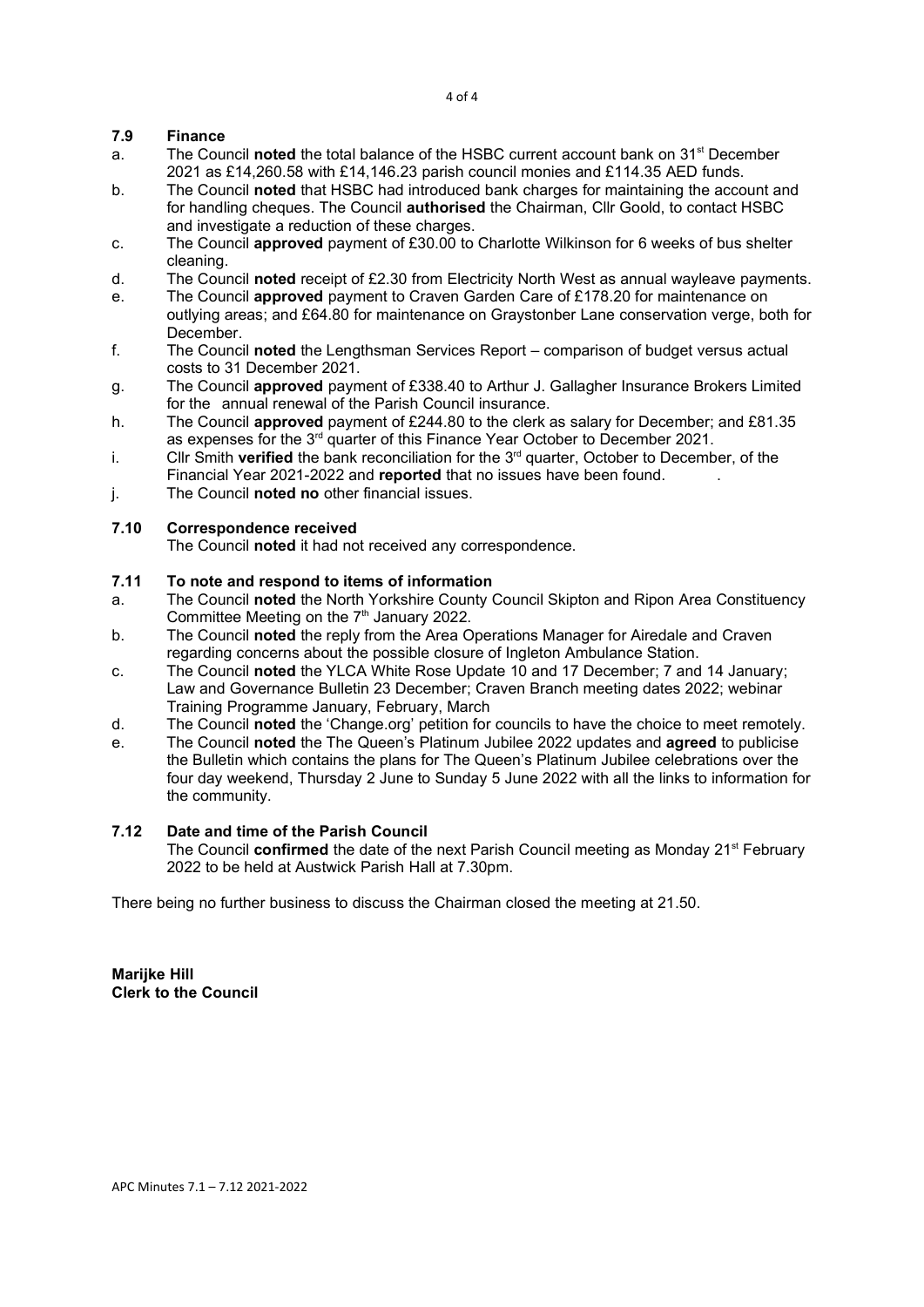### 7.9 Finance

a. The Council **noted** the total balance of the HSBC current account bank on 31st December 2021 as £14,260.58 with £14,146.23 parish council monies and £114.35 AED funds.

b. The Council **noted** that HSBC had introduced bank charges for maintaining the account and for handling cheques. The Council **authorised** the Chairman, Cllr Goold, to contact HSBC and investigate a reduction of these charges.

c. The Council **approved** payment of £30.00 to Charlotte Wilkinson for 6 weeks of bus shelter cleaning.

d. The Council **noted** receipt of £2.30 from Electricity North West as annual wayleave payments.

e. The Council **approved** payment to Craven Garden Care of £178.20 for maintenance on outlying areas; and £64.80 for maintenance on Graystonber Lane conservation verge, both for December.

f. The Council **noted** the Lengthsman Services Report – comparison of budget versus actual costs to 31 December 2021.

g. The Council **approved** payment of £338.40 to Arthur J. Gallagher Insurance Brokers Limited for the annual renewal of the Parish Council insurance.

h. The Council **approved** payment of £244.80 to the clerk as salary for December; and £81.35 as expenses for the 3rd quarter of this Finance Year October to December 2021.

i. Cllr Smith **verified** the bank reconciliation for the 3rd quarter, October to December, of the Financial Year 2021-2022 and **reported** that no issues have been found.

j. The Council **noted no** other financial issues.

### 7.10 Correspondence received

The Council **noted** it had not received any correspondence.

### 7.11 To note and respond to items of information

a. The Council **noted** the North Yorkshire County Council Skipton and Ripon Area Constituency Committee Meeting on the 7th January 2022.

b. The Council **noted** the reply from the Area Operations Manager for Airedale and Craven regarding concerns about the possible closure of Ingleton Ambulance Station.

c. The Council **noted** the YLCA White Rose Update 10 and 17 December; 7 and 14 January; Law and Governance Bulletin 23 December; Craven Branch meeting dates 2022; webinar Training Programme January, February, March

d. The Council **noted** the 'Change.org' petition for councils to have the choice to meet remotely.

e. The Council **noted** the The Queen's Platinum Jubilee 2022 updates and **agreed** to publicise the Bulletin which contains the plans for The Queen's Platinum Jubilee celebrations over the four day weekend, Thursday 2 June to Sunday 5 June 2022 with all the links to information for the community.

### 7.12 Date and time of the Parish Council

The Council **confirmed** the date of the next Parish Council meeting as Monday 21st February 2022 to be held at Austwick Parish Hall at 7.30pm.

There being no further business to discuss the Chairman closed the meeting at 21.50.

**Marijke Hill**
**Clerk to the Council**

APC Minutes 7.1 – 7.12 2021-2022